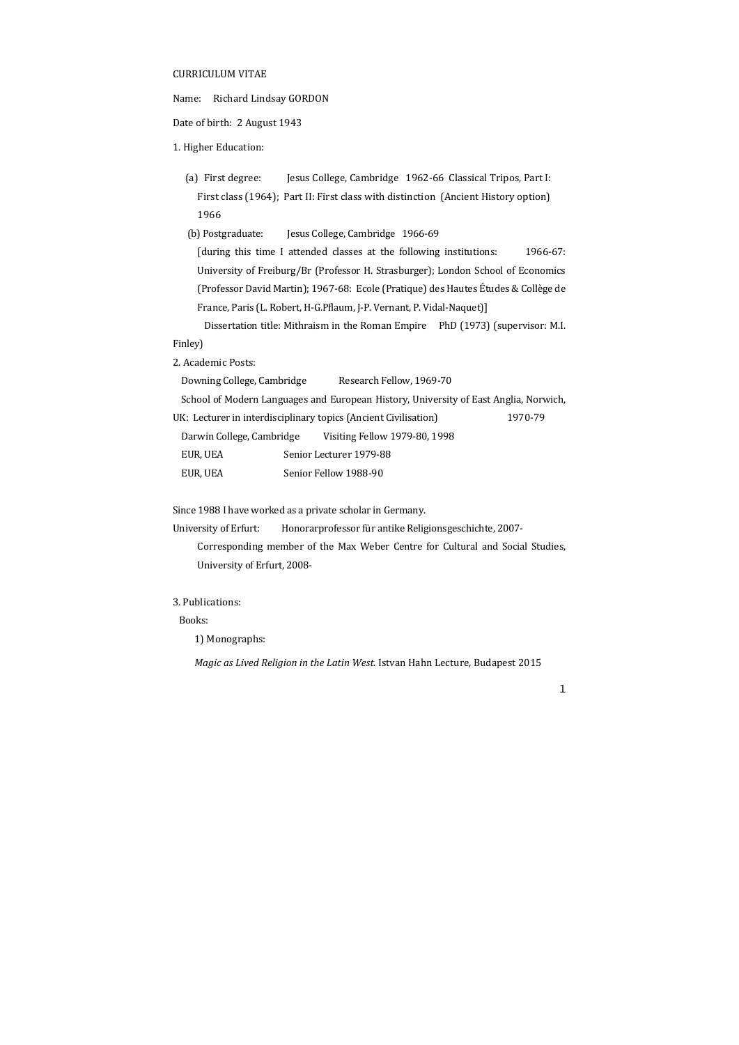# CURRICULUM VITAE

Name: Richard Lindsay GORDON

Date of birth: 2 August 1943

## 1. Higher Education:

(a) First degree: Jesus College, Cambridge 1962-66 Classical Tripos, Part I: First class (1964); Part II: First class with distinction (Ancient History option) 1966

(b) Postgraduate: Jesus College, Cambridge 1966-69

[during this time I attended classes at the following institutions: 1966-67: University of Freiburg/Br (Professor H. Strasburger); London School of Economics (Professor David Martin); 1967-68: Ecole (Pratique) des Hautes Études & Collège de France, Paris (L. Robert, H-G.Pflaum, J-P. Vernant, P. Vidal-Naquet)]

Dissertation title: Mithraism in the Roman Empire PhD (1973) (supervisor: M.I. Finley)

## 2. Academic Posts:

Downing College, Cambridge Research Fellow, 1969-70

School of Modern Languages and European History, University of East Anglia, Norwich, UK: Lecturer in interdisciplinary topics (Ancient Civilisation) 1970-79

Darwin College, Cambridge Visiting Fellow 1979-80, 1998

EUR, UEA Senior Lecturer 1979-88

EUR, UEA Senior Fellow 1988-90

Since 1988 I have worked as a private scholar in Germany.

University of Erfurt: Honorarprofessor für antike Religionsgeschichte, 2007-

Corresponding member of the Max Weber Centre for Cultural and Social Studies, University of Erfurt, 2008-

## 3. Publications:

Books:

1) Monographs:

*Magic as Lived Religion in the Latin West*. Istvan Hahn Lecture, Budapest 2015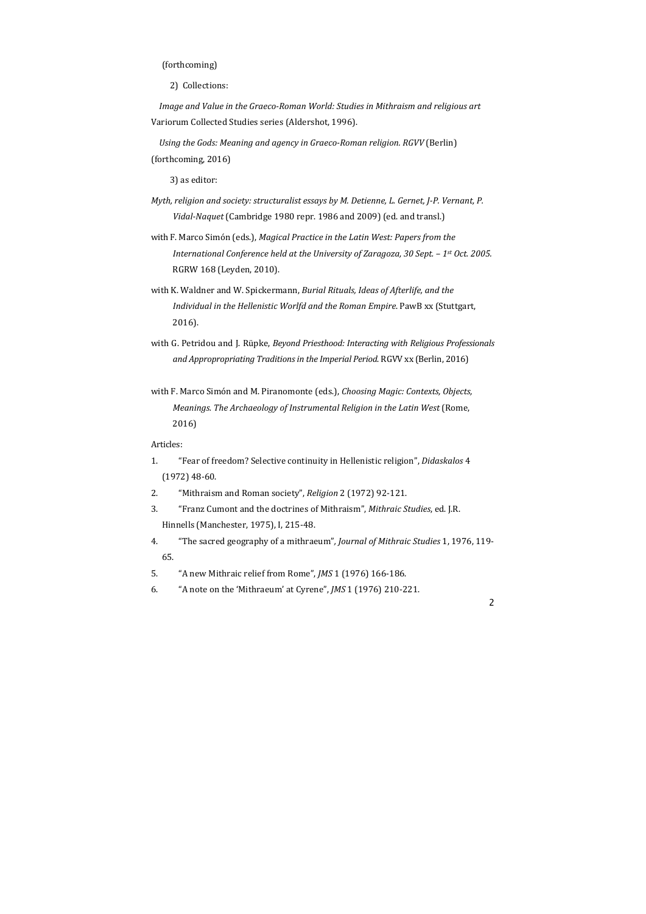(forthcoming)

2) Collections:

*Image and Value in the Graeco-Roman World: Studies in Mithraism and religious art* Variorum Collected Studies series (Aldershot, 1996).

*Using the Gods: Meaning and agency in Graeco-Roman religion. RGVV* (Berlin) (forthcoming, 2016)

3) as editor:

*Myth, religion and society: structuralist essays by M. Detienne, L. Gernet, J-P. Vernant, P. Vidal-Naquet* (Cambridge 1980 repr. 1986 and 2009) (ed. and transl.)

with F. Marco Simón (eds.), *Magical Practice in the Latin West: Papers from the International Conference held at the University of Zaragoza, 30 Sept. – 1st Oct. 2005.* RGRW 168 (Leyden, 2010).

with K. Waldner and W. Spickermann, *Burial Rituals, Ideas of Afterlife, and the Individual in the Hellenistic Worlfd and the Roman Empire*. PawB xx (Stuttgart, 2016).

with G. Petridou and J. Rüpke, *Beyond Priesthood: Interacting with Religious Professionals and Appropropriating Traditions in the Imperial Period*. RGVV xx (Berlin, 2016)

with F. Marco Simón and M. Piranomonte (eds.), *Choosing Magic: Contexts, Objects, Meanings. The Archaeology of Instrumental Religion in the Latin West* (Rome, 2016)

Articles:

1. "Fear of freedom? Selective continuity in Hellenistic religion", *Didaskalos* 4 (1972) 48-60.
2. "Mithraism and Roman society", *Religion* 2 (1972) 92-121.
3. "Franz Cumont and the doctrines of Mithraism", *Mithraic Studies*, ed. J.R. Hinnells (Manchester, 1975), I, 215-48.
4. "The sacred geography of a mithraeum", *Journal of Mithraic Studies* 1, 1976, 119-65.
5. "A new Mithraic relief from Rome", *JMS* 1 (1976) 166-186.
6. "A note on the 'Mithraeum' at Cyrene", *JMS* 1 (1976) 210-221.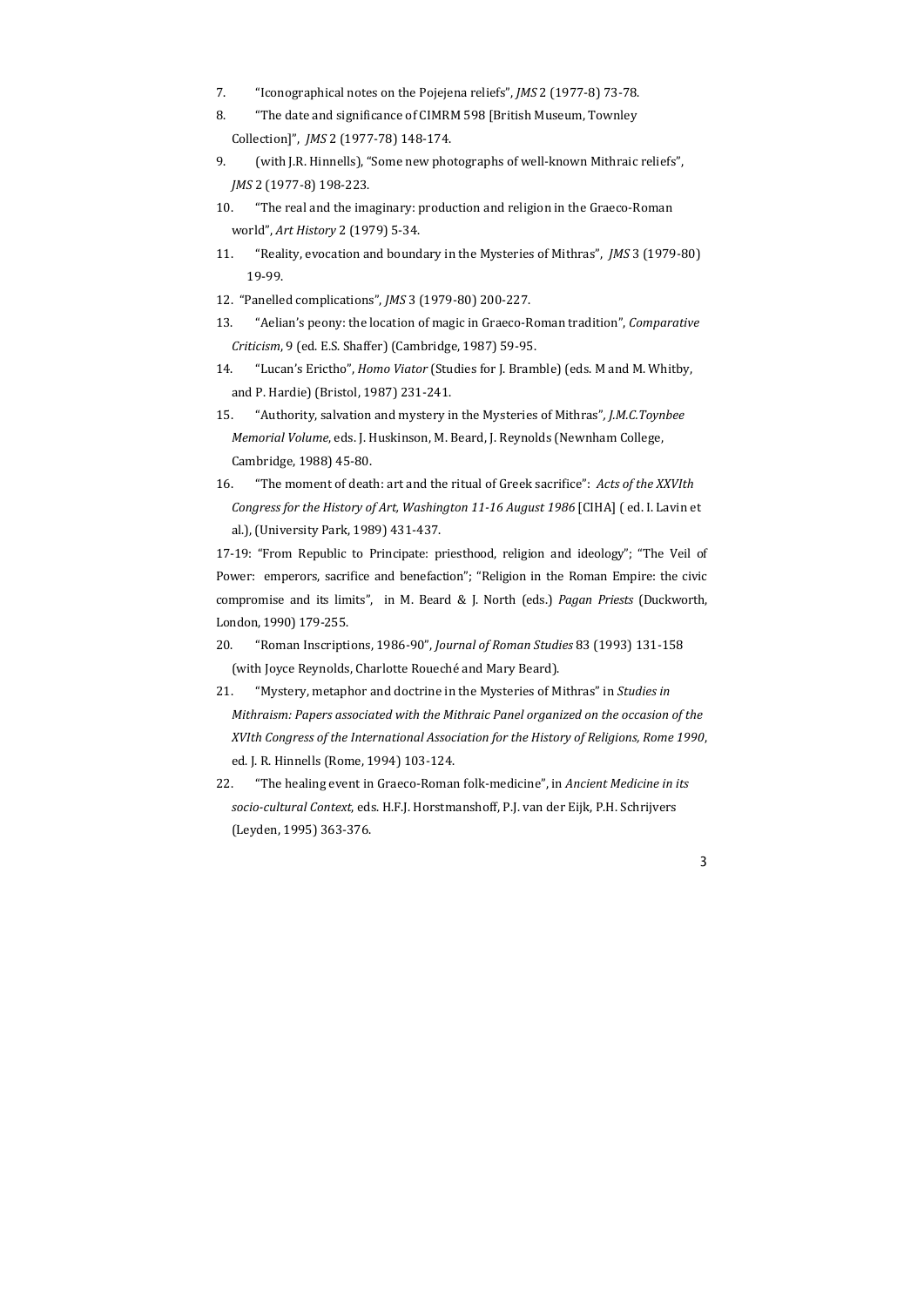7. "Iconographical notes on the Pojejena reliefs", *JMS* 2 (1977-8) 73-78.

8. "The date and significance of CIMRM 598 [British Museum, Townley Collection]", *JMS* 2 (1977-78) 148-174.

9. (with J.R. Hinnells), "Some new photographs of well-known Mithraic reliefs", *JMS* 2 (1977-8) 198-223.

10. "The real and the imaginary: production and religion in the Graeco-Roman world", *Art History* 2 (1979) 5-34.

11. "Reality, evocation and boundary in the Mysteries of Mithras", *JMS* 3 (1979-80) 19-99.

12. "Panelled complications", *JMS* 3 (1979-80) 200-227.

13. "Aelian's peony: the location of magic in Graeco-Roman tradition", *Comparative Criticism*, 9 (ed. E.S. Shaffer) (Cambridge, 1987) 59-95.

14. "Lucan's Erictho", *Homo Viator* (Studies for J. Bramble) (eds. M and M. Whitby, and P. Hardie) (Bristol, 1987) 231-241.

15. "Authority, salvation and mystery in the Mysteries of Mithras", *J.M.C.Toynbee Memorial Volume*, eds. J. Huskinson, M. Beard, J. Reynolds (Newnham College, Cambridge, 1988) 45-80.

16. "The moment of death: art and the ritual of Greek sacrifice": *Acts of the XXVIth Congress for the History of Art, Washington 11-16 August 1986* [CIHA] ( ed. I. Lavin et al.), (University Park, 1989) 431-437.

17-19: "From Republic to Principate: priesthood, religion and ideology"; "The Veil of Power: emperors, sacrifice and benefaction"; "Religion in the Roman Empire: the civic compromise and its limits", in M. Beard & J. North (eds.) *Pagan Priests* (Duckworth, London, 1990) 179-255.

20. "Roman Inscriptions, 1986-90", *Journal of Roman Studies* 83 (1993) 131-158 (with Joyce Reynolds, Charlotte Roueché and Mary Beard).

21. "Mystery, metaphor and doctrine in the Mysteries of Mithras" in *Studies in Mithraism: Papers associated with the Mithraic Panel organized on the occasion of the XVIth Congress of the International Association for the History of Religions, Rome 1990*, ed. J. R. Hinnells (Rome, 1994) 103-124.

22. "The healing event in Graeco-Roman folk-medicine", in *Ancient Medicine in its socio-cultural Context*, eds. H.F.J. Horstmanshoff, P.J. van der Eijk, P.H. Schrijvers (Leyden, 1995) 363-376.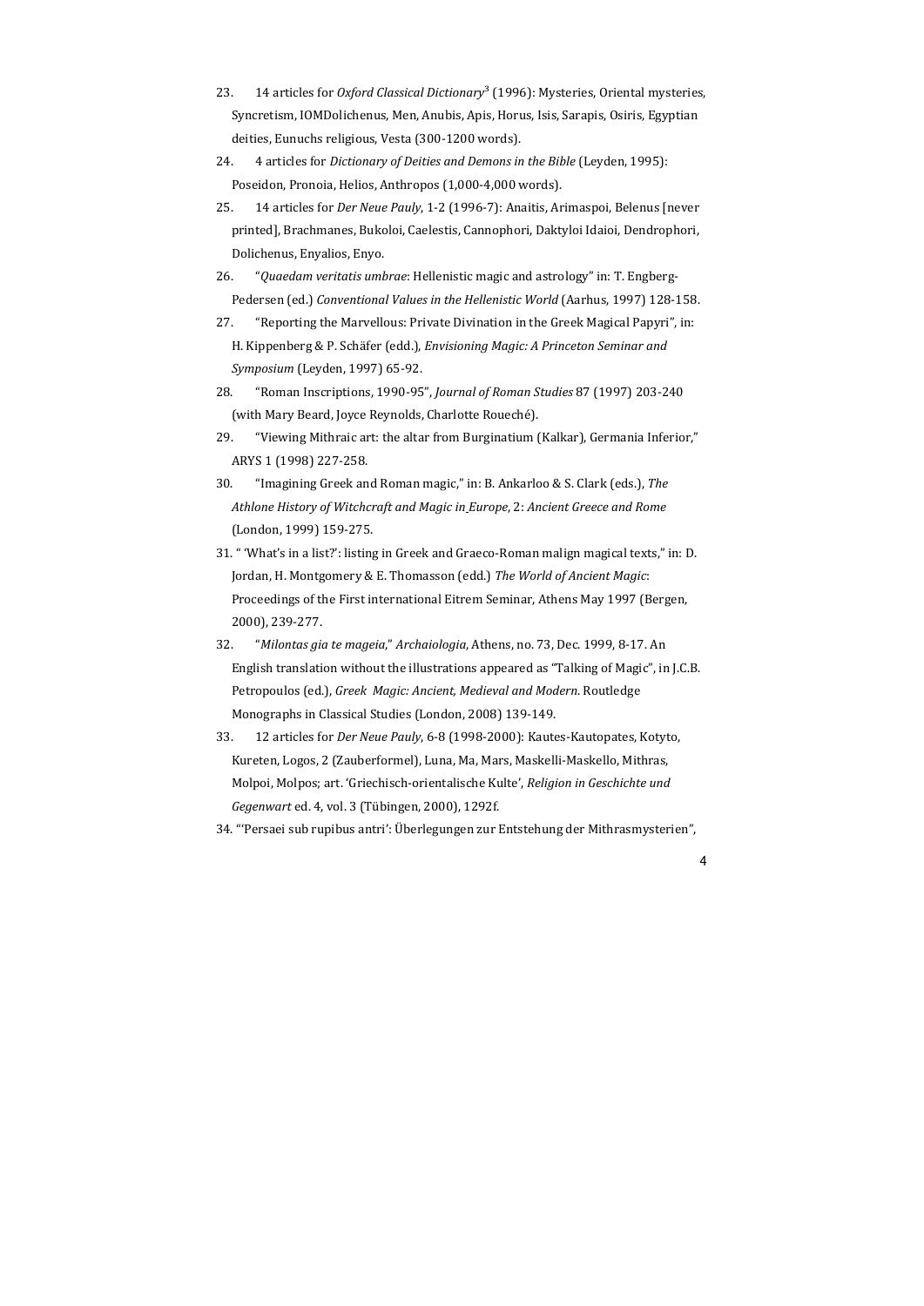23. 14 articles for *Oxford Classical Dictionary*[3] (1996): Mysteries, Oriental mysteries, Syncretism, IOMDolichenus, Men, Anubis, Apis, Horus, Isis, Sarapis, Osiris, Egyptian deities, Eunuchs religious, Vesta (300-1200 words).

24. 4 articles for *Dictionary of Deities and Demons in the Bible* (Leyden, 1995): Poseidon, Pronoia, Helios, Anthropos (1,000-4,000 words).

25. 14 articles for *Der Neue Pauly*, 1-2 (1996-7): Anaitis, Arimaspoi, Belenus [never printed], Brachmanes, Bukoloi, Caelestis, Cannophori, Daktyloi Idaioi, Dendrophori, Dolichenus, Enyalios, Enyo.

26. "*Quaedam veritatis umbrae*: Hellenistic magic and astrology" in: T. Engberg-Pedersen (ed.) *Conventional Values in the Hellenistic World* (Aarhus, 1997) 128-158.

27. "Reporting the Marvellous: Private Divination in the Greek Magical Papyri", in: H. Kippenberg & P. Schäfer (edd.), *Envisioning Magic: A Princeton Seminar and Symposium* (Leyden, 1997) 65-92.

28. "Roman Inscriptions, 1990-95", *Journal of Roman Studies* 87 (1997) 203-240 (with Mary Beard, Joyce Reynolds, Charlotte Roueché).

29. "Viewing Mithraic art: the altar from Burginatium (Kalkar), Germania Inferior," ARYS 1 (1998) 227-258.

30. "Imagining Greek and Roman magic," in: B. Ankarloo & S. Clark (eds.), *The Athlone History of Witchcraft and Magic in Europe*, 2: *Ancient Greece and Rome* (London, 1999) 159-275.

31. " 'What's in a list?': listing in Greek and Graeco-Roman malign magical texts," in: D. Jordan, H. Montgomery & E. Thomasson (edd.) *The World of Ancient Magic*: Proceedings of the First international Eitrem Seminar, Athens May 1997 (Bergen, 2000), 239-277.

32. "*Milontas gia te mageia*," *Archaiologia*, Athens, no. 73, Dec. 1999, 8-17. An English translation without the illustrations appeared as "Talking of Magic", in J.C.B. Petropoulos (ed.), *Greek Magic: Ancient, Medieval and Modern*. Routledge Monographs in Classical Studies (London, 2008) 139-149.

33. 12 articles for *Der Neue Pauly*, 6-8 (1998-2000): Kautes-Kautopates, Kotyto, Kureten, Logos, 2 (Zauberformel), Luna, Ma, Mars, Maskelli-Maskello, Mithras, Molpoi, Molpos; art. 'Griechisch-orientalische Kulte', *Religion in Geschichte und Gegenwart* ed. 4, vol. 3 (Tübingen, 2000), 1292f.

34. "'Persaei sub rupibus antri': Überlegungen zur Entstehung der Mithrasmysterien",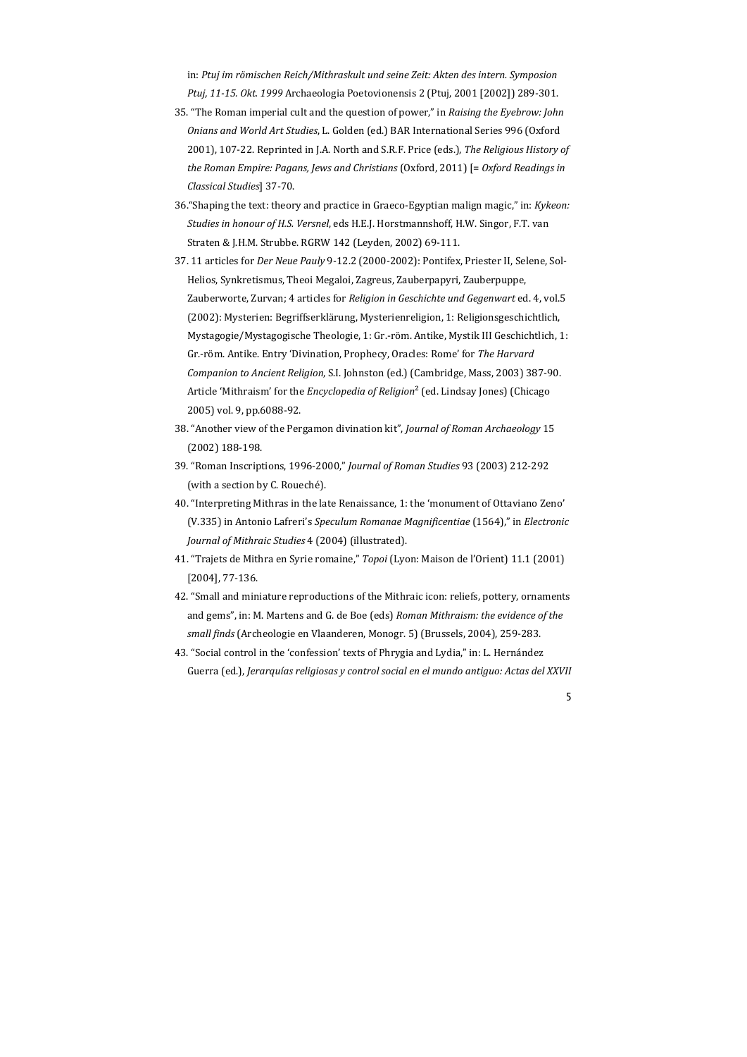in: *Ptuj im römischen Reich/Mithraskult und seine Zeit: Akten des intern. Symposion Ptuj, 11-15. Okt. 1999* Archaeologia Poetovionensis 2 (Ptuj, 2001 [2002]) 289-301.

35. "The Roman imperial cult and the question of power," in *Raising the Eyebrow: John Onians and World Art Studies*, L. Golden (ed.) BAR International Series 996 (Oxford 2001), 107-22. Reprinted in J.A. North and S.R.F. Price (eds.), *The Religious History of the Roman Empire: Pagans, Jews and Christians* (Oxford, 2011) [= *Oxford Readings in Classical Studies*] 37-70.

36. "Shaping the text: theory and practice in Graeco-Egyptian malign magic," in: *Kykeon: Studies in honour of H.S. Versnel*, eds H.E.J. Horstmannshoff, H.W. Singor, F.T. van Straten & J.H.M. Strubbe. RGRW 142 (Leyden, 2002) 69-111.

37. 11 articles for *Der Neue Pauly* 9-12.2 (2000-2002): Pontifex, Priester II, Selene, Sol-Helios, Synkretismus, Theoi Megaloi, Zagreus, Zauberpapyri, Zauberpuppe, Zauberworte, Zurvan; 4 articles for *Religion in Geschichte und Gegenwart* ed. 4, vol.5 (2002): Mysterien: Begriffserklärung, Mysterienreligion, 1: Religionsgeschichtlich, Mystagogie/Mystagogische Theologie, 1: Gr.-röm. Antike, Mystik III Geschichtlich, 1: Gr.-röm. Antike. Entry 'Divination, Prophecy, Oracles: Rome' for *The Harvard Companion to Ancient Religion*, S.I. Johnston (ed.) (Cambridge, Mass, 2003) 387-90. Article 'Mithraism' for the *Encyclopedia of Religion*² (ed. Lindsay Jones) (Chicago 2005) vol. 9, pp.6088-92.

38. "Another view of the Pergamon divination kit", *Journal of Roman Archaeology* 15 (2002) 188-198.

39. "Roman Inscriptions, 1996-2000," *Journal of Roman Studies* 93 (2003) 212-292 (with a section by C. Roueché).

40. "Interpreting Mithras in the late Renaissance, 1: the 'monument of Ottaviano Zeno' (V.335) in Antonio Lafreri's *Speculum Romanae Magnificentiae* (1564)," in *Electronic Journal of Mithraic Studies* 4 (2004) (illustrated).

41. "Trajets de Mithra en Syrie romaine," *Topoi* (Lyon: Maison de l'Orient) 11.1 (2001) [2004], 77-136.

42. "Small and miniature reproductions of the Mithraic icon: reliefs, pottery, ornaments and gems", in: M. Martens and G. de Boe (eds) *Roman Mithraism: the evidence of the small finds* (Archeologie en Vlaanderen, Monogr. 5) (Brussels, 2004), 259-283.

43. "Social control in the 'confession' texts of Phrygia and Lydia," in: L. Hernández Guerra (ed.), *Jerarquías religiosas y control social en el mundo antiguo: Actas del XXVII*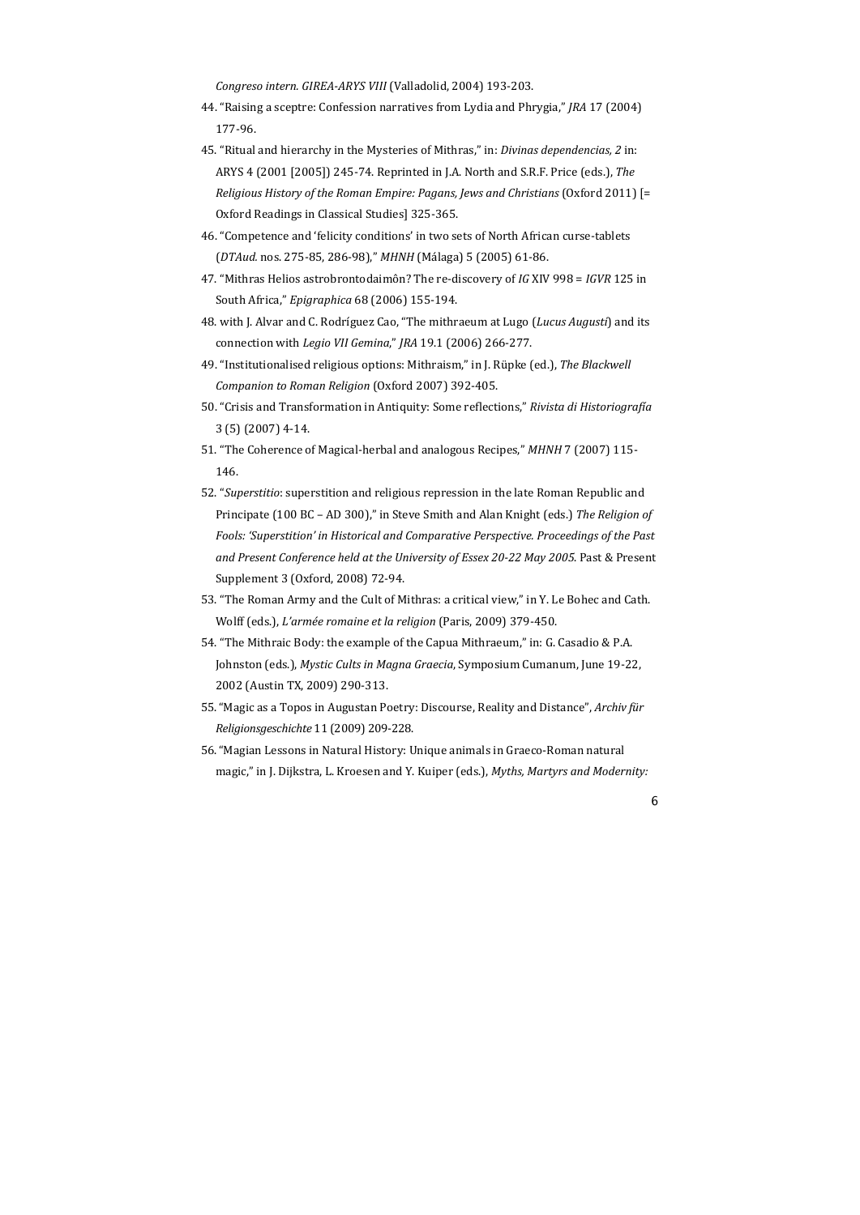*Congreso intern. GIREA-ARYS VIII* (Valladolid, 2004) 193-203.

44. "Raising a sceptre: Confession narratives from Lydia and Phrygia," *JRA* 17 (2004) 177-96.
45. "Ritual and hierarchy in the Mysteries of Mithras," in: *Divinas dependencias, 2* in: ARYS 4 (2001 [2005]) 245-74. Reprinted in J.A. North and S.R.F. Price (eds.), *The Religious History of the Roman Empire: Pagans, Jews and Christians* (Oxford 2011) [= Oxford Readings in Classical Studies] 325-365.
46. "Competence and 'felicity conditions' in two sets of North African curse-tablets (*DTAud.* nos. 275-85, 286-98)," *MHNH* (Málaga) 5 (2005) 61-86.
47. "Mithras Helios astrobrontodaimôn? The re-discovery of *IG* XIV 998 = *IGVR* 125 in South Africa," *Epigraphica* 68 (2006) 155-194.
48. with J. Alvar and C. Rodríguez Cao, "The mithraeum at Lugo (*Lucus Augusti*) and its connection with *Legio VII Gemina*," *JRA* 19.1 (2006) 266-277.
49. "Institutionalised religious options: Mithraism," in J. Rüpke (ed.), *The Blackwell Companion to Roman Religion* (Oxford 2007) 392-405.
50. "Crisis and Transformation in Antiquity: Some reflections," *Rivista di Historiografía* 3 (5) (2007) 4-14.
51. "The Coherence of Magical-herbal and analogous Recipes," *MHNH* 7 (2007) 115-146.
52. "*Superstitio*: superstition and religious repression in the late Roman Republic and Principate (100 BC – AD 300)," in Steve Smith and Alan Knight (eds.) *The Religion of Fools: 'Superstition' in Historical and Comparative Perspective. Proceedings of the Past and Present Conference held at the University of Essex 20-22 May 2005*. Past & Present Supplement 3 (Oxford, 2008) 72-94.
53. "The Roman Army and the Cult of Mithras: a critical view," in Y. Le Bohec and Cath. Wolff (eds.), *L'armée romaine et la religion* (Paris, 2009) 379-450.
54. "The Mithraic Body: the example of the Capua Mithraeum," in: G. Casadio & P.A. Johnston (eds.), *Mystic Cults in Magna Graecia*, Symposium Cumanum, June 19-22, 2002 (Austin TX, 2009) 290-313.
55. "Magic as a Topos in Augustan Poetry: Discourse, Reality and Distance", *Archiv für Religionsgeschichte* 11 (2009) 209-228.
56. "Magian Lessons in Natural History: Unique animals in Graeco-Roman natural magic," in J. Dijkstra, L. Kroesen and Y. Kuiper (eds.), *Myths, Martyrs and Modernity:*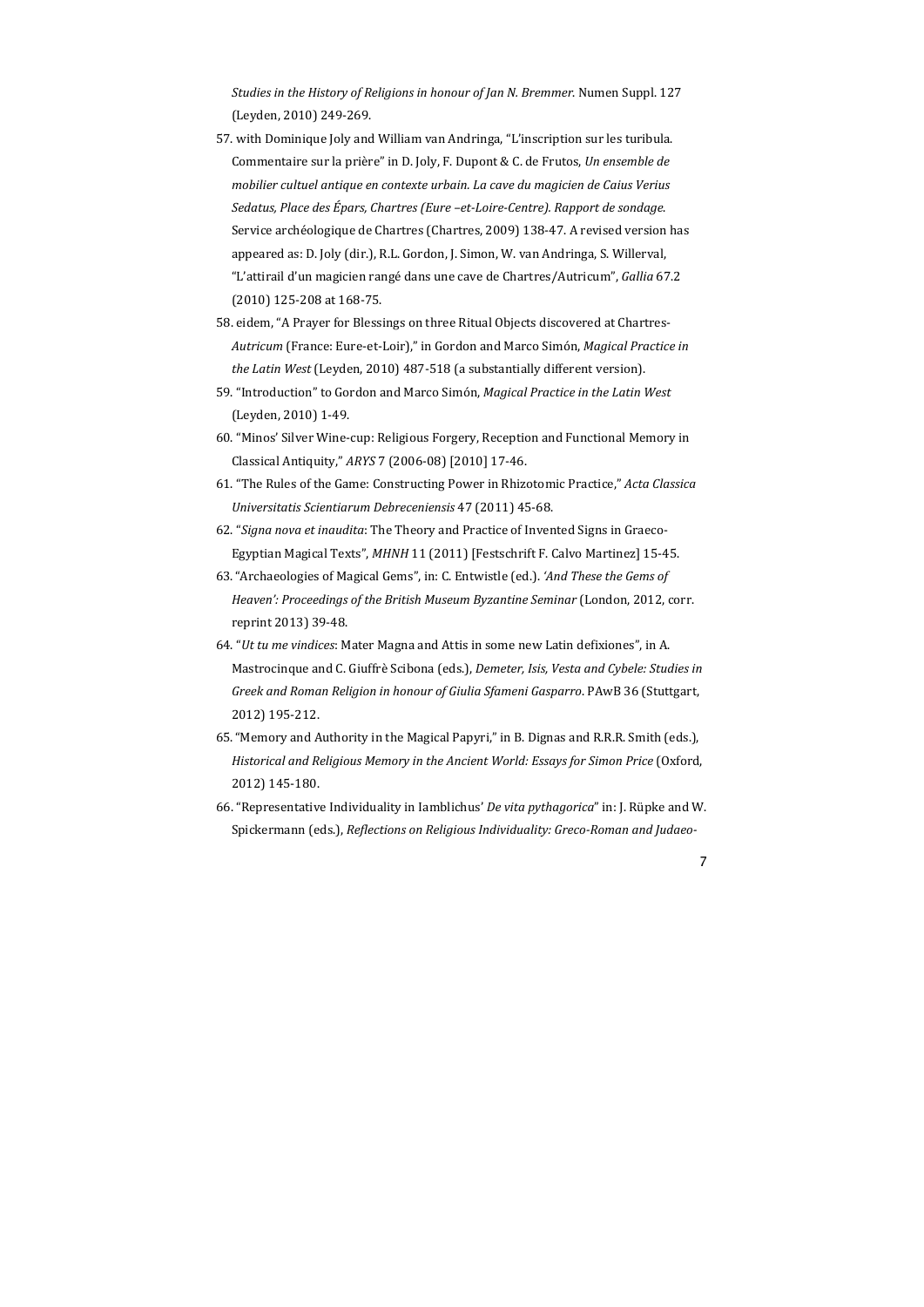*Studies in the History of Religions in honour of Jan N. Bremmer*. Numen Suppl. 127 (Leyden, 2010) 249-269.

57. with Dominique Joly and William van Andringa, "L'inscription sur les turibula. Commentaire sur la prière" in D. Joly, F. Dupont & C. de Frutos, *Un ensemble de mobilier cultuel antique en contexte urbain. La cave du magicien de Caius Verius Sedatus, Place des Épars, Chartres (Eure –et-Loire-Centre). Rapport de sondage*. Service archéologique de Chartres (Chartres, 2009) 138-47. A revised version has appeared as: D. Joly (dir.), R.L. Gordon, J. Simon, W. van Andringa, S. Willerval, "L'attirail d'un magicien rangé dans une cave de Chartres/Autricum", *Gallia* 67.2 (2010) 125-208 at 168-75.
58. eidem, "A Prayer for Blessings on three Ritual Objects discovered at Chartres-*Autricum* (France: Eure-et-Loir)," in Gordon and Marco Simón, *Magical Practice in the Latin West* (Leyden, 2010) 487-518 (a substantially different version).
59. "Introduction" to Gordon and Marco Simón, *Magical Practice in the Latin West* (Leyden, 2010) 1-49.
60. "Minos' Silver Wine-cup: Religious Forgery, Reception and Functional Memory in Classical Antiquity," *ARYS* 7 (2006-08) [2010] 17-46.
61. "The Rules of the Game: Constructing Power in Rhizotomic Practice," *Acta Classica Universitatis Scientiarum Debreceniensis* 47 (2011) 45-68.
62. "*Signa nova et inaudita*: The Theory and Practice of Invented Signs in Graeco-Egyptian Magical Texts", *MHNH* 11 (2011) [Festschrift F. Calvo Martinez] 15-45.
63. "Archaeologies of Magical Gems", in: C. Entwistle (ed.). *'And These the Gems of Heaven': Proceedings of the British Museum Byzantine Seminar* (London, 2012, corr. reprint 2013) 39-48.
64. "*Ut tu me vindices*: Mater Magna and Attis in some new Latin defixiones", in A. Mastrocinque and C. Giuffrè Scibona (eds.), *Demeter, Isis, Vesta and Cybele: Studies in Greek and Roman Religion in honour of Giulia Sfameni Gasparro*. PAwB 36 (Stuttgart, 2012) 195-212.
65. "Memory and Authority in the Magical Papyri," in B. Dignas and R.R.R. Smith (eds.), *Historical and Religious Memory in the Ancient World: Essays for Simon Price* (Oxford, 2012) 145-180.
66. "Representative Individuality in Iamblichus' *De vita pythagorica*" in: J. Rüpke and W. Spickermann (eds.), *Reflections on Religious Individuality: Greco-Roman and Judaeo-*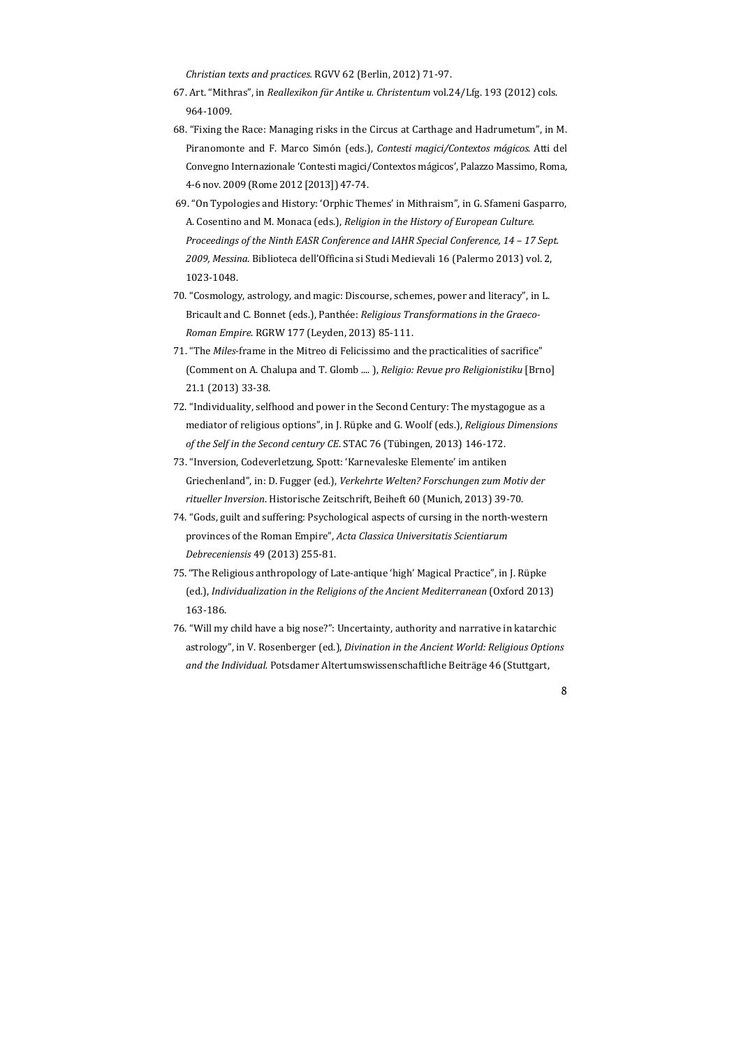*Christian texts and practices*. RGVV 62 (Berlin, 2012) 71-97.

67. Art. "Mithras", in *Reallexikon für Antike u. Christentum* vol.24/Lfg. 193 (2012) cols. 964-1009.
68. "Fixing the Race: Managing risks in the Circus at Carthage and Hadrumetum", in M. Piranomonte and F. Marco Simón (eds.), *Contesti magici/Contextos mágicos*. Atti del Convegno Internazionale 'Contesti magici/Contextos mágicos', Palazzo Massimo, Roma, 4-6 nov. 2009 (Rome 2012 [2013]) 47-74.
69. "On Typologies and History: 'Orphic Themes' in Mithraism", in G. Sfameni Gasparro, A. Cosentino and M. Monaca (eds.), *Religion in the History of European Culture. Proceedings of the Ninth EASR Conference and IAHR Special Conference, 14 – 17 Sept. 2009, Messina*. Biblioteca dell'Officina si Studi Medievali 16 (Palermo 2013) vol. 2, 1023-1048.
70. "Cosmology, astrology, and magic: Discourse, schemes, power and literacy", in L. Bricault and C. Bonnet (eds.), Panthée: *Religious Transformations in the Graeco-Roman Empire*. RGRW 177 (Leyden, 2013) 85-111.
71. "The *Miles*-frame in the Mitreo di Felicissimo and the practicalities of sacrifice" (Comment on A. Chalupa and T. Glomb .... ), *Religio: Revue pro Religionistiku* [Brno] 21.1 (2013) 33-38.
72. "Individuality, selfhood and power in the Second Century: The mystagogue as a mediator of religious options", in J. Rüpke and G. Woolf (eds.), *Religious Dimensions of the Self in the Second century CE*. STAC 76 (Tübingen, 2013) 146-172.
73. "Inversion, Codeverletzung, Spott: 'Karnevaleske Elemente' im antiken Griechenland", in: D. Fugger (ed.), *Verkehrte Welten? Forschungen zum Motiv der ritueller Inversion*. Historische Zeitschrift, Beiheft 60 (Munich, 2013) 39-70.
74. "Gods, guilt and suffering: Psychological aspects of cursing in the north-western provinces of the Roman Empire", *Acta Classica Universitatis Scientiarum Debreceniensis* 49 (2013) 255-81.
75. "The Religious anthropology of Late-antique 'high' Magical Practice", in J. Rüpke (ed.), *Individualization in the Religions of the Ancient Mediterranean* (Oxford 2013) 163-186.
76. "Will my child have a big nose?": Uncertainty, authority and narrative in katarchic astrology", in V. Rosenberger (ed.), *Divination in the Ancient World: Religious Options and the Individual*. Potsdamer Altertumswissenschaftliche Beiträge 46 (Stuttgart,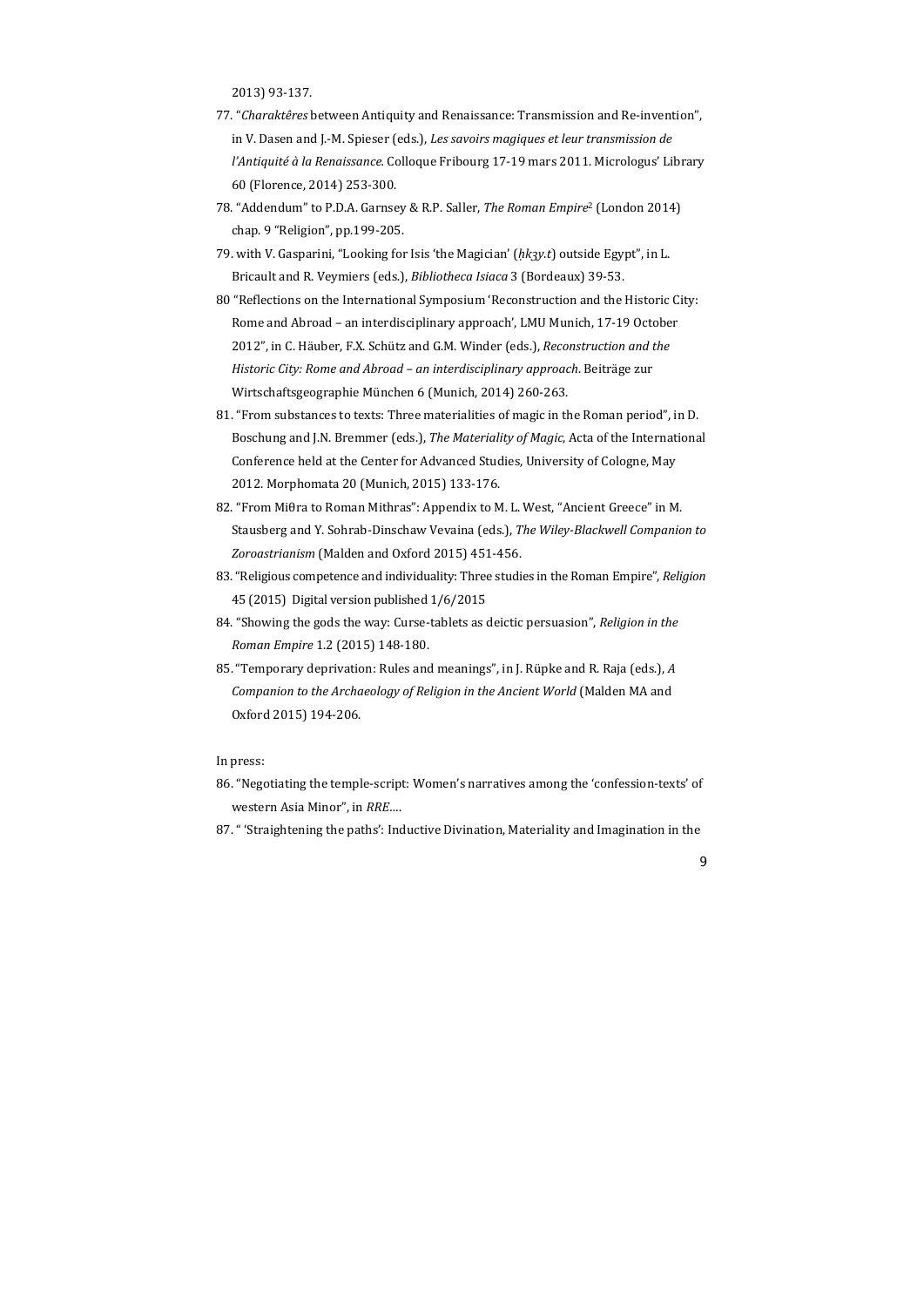2013) 93-137.

77. "*Charaktêres* between Antiquity and Renaissance: Transmission and Re-invention", in V. Dasen and J.-M. Spieser (eds.), *Les savoirs magiques et leur transmission de l'Antiquité à la Renaissance*. Colloque Fribourg 17-19 mars 2011. Micrologus' Library 60 (Florence, 2014) 253-300.
78. "Addendum" to P.D.A. Garnsey & R.P. Saller, *The Roman Empire*[2] (London 2014) chap. 9 "Religion", pp.199-205.
79. with V. Gasparini, "Looking for Isis 'the Magician' (*ḥkꜣy.t*) outside Egypt", in L. Bricault and R. Veymiers (eds.), *Bibliotheca Isiaca* 3 (Bordeaux) 39-53.
80 "Reflections on the International Symposium 'Reconstruction and the Historic City: Rome and Abroad – an interdisciplinary approach', LMU Munich, 17-19 October 2012", in C. Häuber, F.X. Schütz and G.M. Winder (eds.), *Reconstruction and the Historic City: Rome and Abroad – an interdisciplinary approach*. Beiträge zur Wirtschaftsgeographie München 6 (Munich, 2014) 260-263.
81. "From substances to texts: Three materialities of magic in the Roman period", in D. Boschung and J.N. Bremmer (eds.), *The Materiality of Magic*, Acta of the International Conference held at the Center for Advanced Studies, University of Cologne, May 2012. Morphomata 20 (Munich, 2015) 133-176.
82. "From Miθra to Roman Mithras": Appendix to M. L. West, "Ancient Greece" in M. Stausberg and Y. Sohrab-Dinschaw Vevaina (eds.), *The Wiley-Blackwell Companion to Zoroastrianism* (Malden and Oxford 2015) 451-456.
83. "Religious competence and individuality: Three studies in the Roman Empire", *Religion* 45 (2015) Digital version published 1/6/2015
84. "Showing the gods the way: Curse-tablets as deictic persuasion", *Religion in the Roman Empire* 1.2 (2015) 148-180.
85. "Temporary deprivation: Rules and meanings", in J. Rüpke and R. Raja (eds.), *A Companion to the Archaeology of Religion in the Ancient World* (Malden MA and Oxford 2015) 194-206.

In press:

86. "Negotiating the temple-script: Women's narratives among the 'confession-texts' of western Asia Minor", in *RRE*….
87. " 'Straightening the paths': Inductive Divination, Materiality and Imagination in the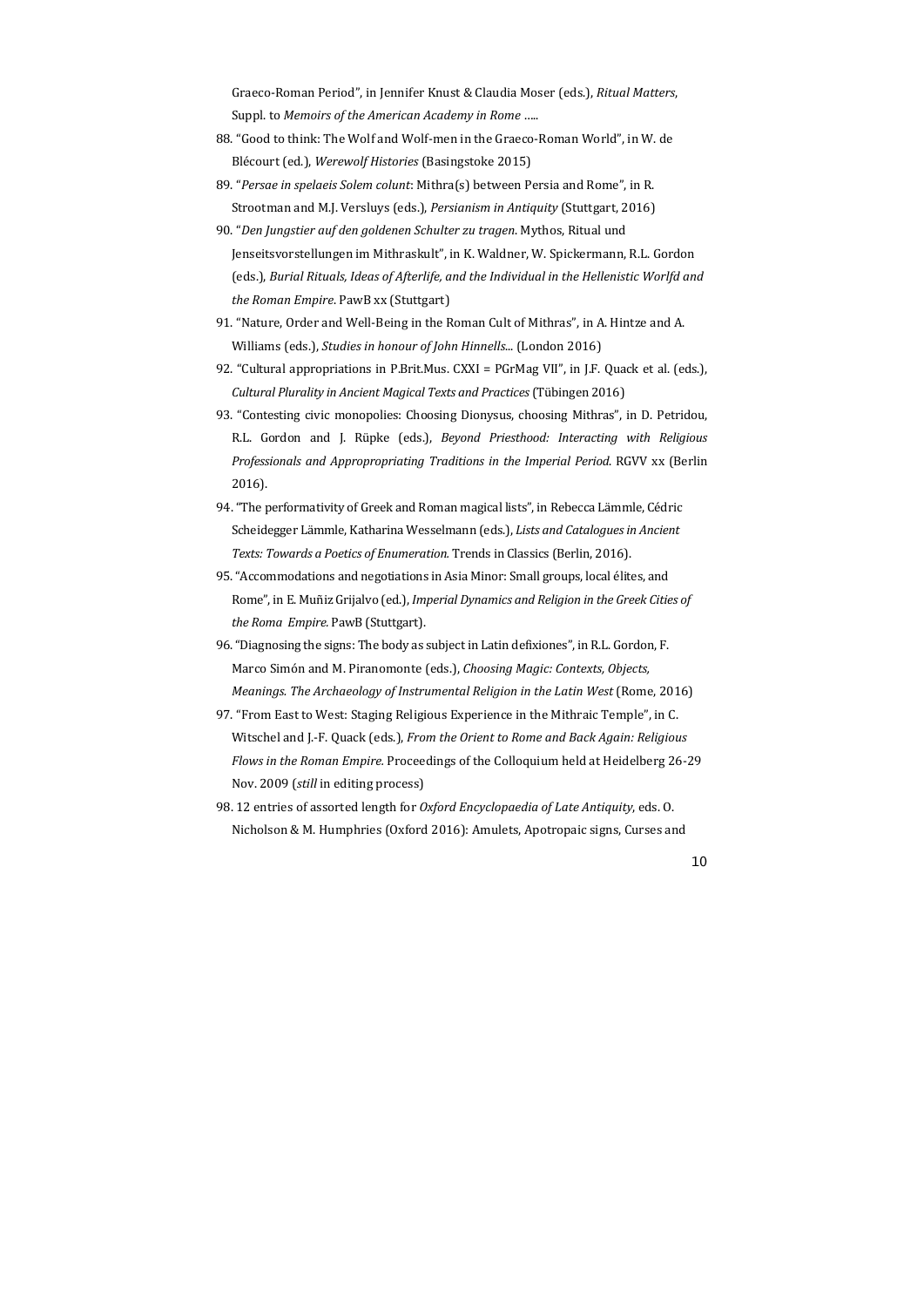Graeco-Roman Period", in Jennifer Knust & Claudia Moser (eds.), *Ritual Matters*, Suppl. to *Memoirs of the American Academy in Rome* .....

88. "Good to think: The Wolf and Wolf-men in the Graeco-Roman World", in W. de Blécourt (ed.), *Werewolf Histories* (Basingstoke 2015)
89. "*Persae in spelaeis Solem colunt*: Mithra(s) between Persia and Rome", in R. Strootman and M.J. Versluys (eds.), *Persianism in Antiquity* (Stuttgart, 2016)
90. "*Den Jungstier auf den goldenen Schulter zu tragen*. Mythos, Ritual und Jenseitsvorstellungen im Mithraskult", in K. Waldner, W. Spickermann, R.L. Gordon (eds.), *Burial Rituals, Ideas of Afterlife, and the Individual in the Hellenistic Worlfd and the Roman Empire*. PawB xx (Stuttgart)
91. "Nature, Order and Well-Being in the Roman Cult of Mithras", in A. Hintze and A. Williams (eds.), *Studies in honour of John Hinnells*... (London 2016)
92. "Cultural appropriations in P.Brit.Mus. CXXI = PGrMag VII", in J.F. Quack et al. (eds.), *Cultural Plurality in Ancient Magical Texts and Practices* (Tübingen 2016)
93. "Contesting civic monopolies: Choosing Dionysus, choosing Mithras", in D. Petridou, R.L. Gordon and J. Rüpke (eds.), *Beyond Priesthood: Interacting with Religious Professionals and Appropropriating Traditions in the Imperial Period.* RGVV xx (Berlin 2016).
94. "The performativity of Greek and Roman magical lists", in Rebecca Lämmle, Cédric Scheidegger Lämmle, Katharina Wesselmann (eds.), *Lists and Catalogues in Ancient Texts: Towards a Poetics of Enumeration.* Trends in Classics (Berlin, 2016).
95. "Accommodations and negotiations in Asia Minor: Small groups, local élites, and Rome", in E. Muñiz Grijalvo (ed.), *Imperial Dynamics and Religion in the Greek Cities of the Roma Empire.* PawB (Stuttgart).
96. "Diagnosing the signs: The body as subject in Latin defixiones", in R.L. Gordon, F. Marco Simón and M. Piranomonte (eds.), *Choosing Magic: Contexts, Objects, Meanings. The Archaeology of Instrumental Religion in the Latin West* (Rome, 2016)
97. "From East to West: Staging Religious Experience in the Mithraic Temple", in C. Witschel and J.-F. Quack (eds.), *From the Orient to Rome and Back Again: Religious Flows in the Roman Empire.* Proceedings of the Colloquium held at Heidelberg 26-29 Nov. 2009 (*still* in editing process)
98. 12 entries of assorted length for *Oxford Encyclopaedia of Late Antiquity*, eds. O. Nicholson & M. Humphries (Oxford 2016): Amulets, Apotropaic signs, Curses and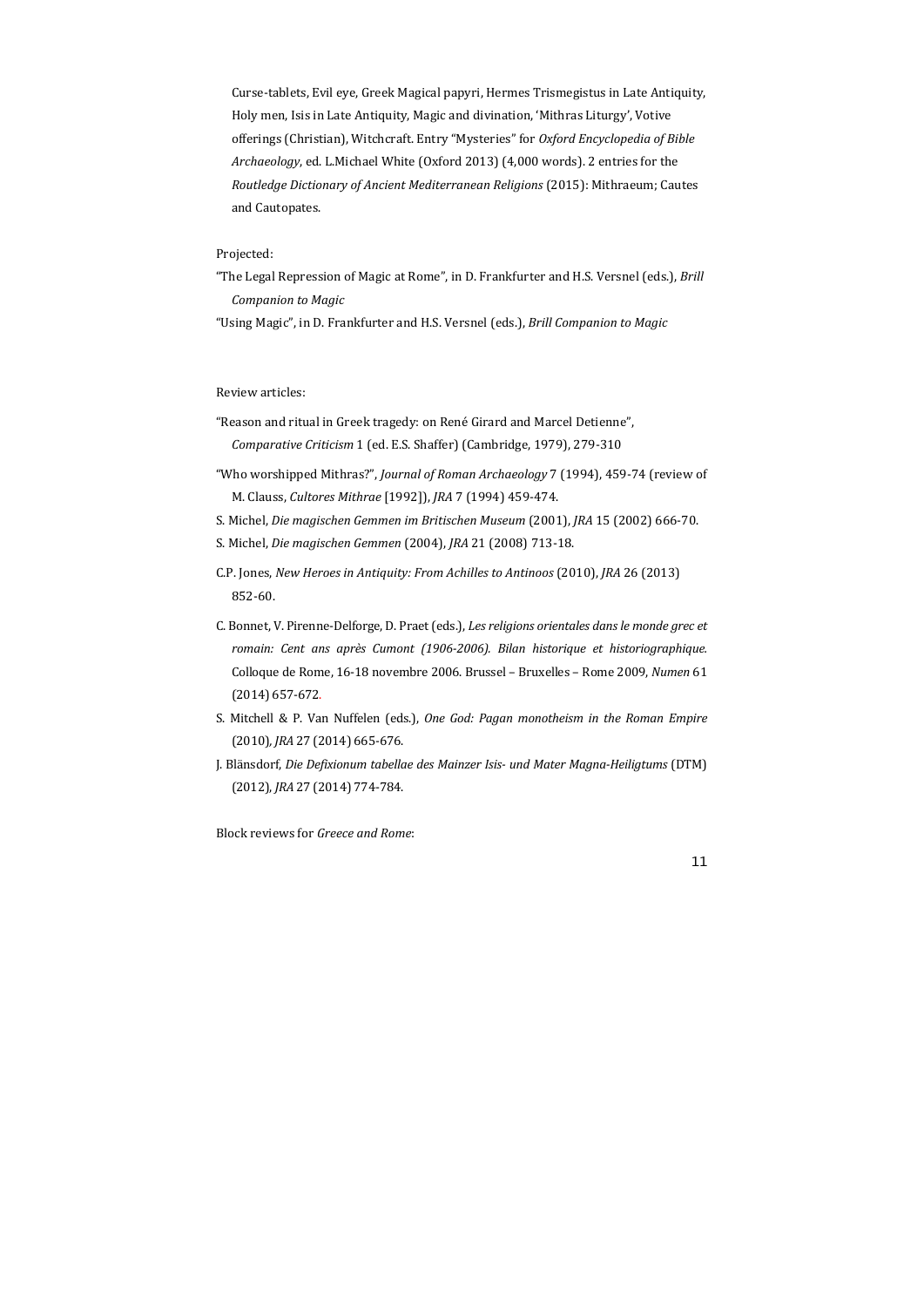Curse-tablets, Evil eye, Greek Magical papyri, Hermes Trismegistus in Late Antiquity, Holy men, Isis in Late Antiquity, Magic and divination, 'Mithras Liturgy', Votive offerings (Christian), Witchcraft. Entry "Mysteries" for *Oxford Encyclopedia of Bible Archaeology*, ed. L.Michael White (Oxford 2013) (4,000 words). 2 entries for the *Routledge Dictionary of Ancient Mediterranean Religions* (2015): Mithraeum; Cautes and Cautopates.

Projected:

"The Legal Repression of Magic at Rome", in D. Frankfurter and H.S. Versnel (eds.), *Brill Companion to Magic*

"Using Magic", in D. Frankfurter and H.S. Versnel (eds.), *Brill Companion to Magic*

Review articles:

"Reason and ritual in Greek tragedy: on René Girard and Marcel Detienne", *Comparative Criticism* 1 (ed. E.S. Shaffer) (Cambridge, 1979), 279-310

"Who worshipped Mithras?", *Journal of Roman Archaeology* 7 (1994), 459-74 (review of M. Clauss, *Cultores Mithrae* [1992]), *JRA* 7 (1994) 459-474.

S. Michel, *Die magischen Gemmen im Britischen Museum* (2001), *JRA* 15 (2002) 666-70.

S. Michel, *Die magischen Gemmen* (2004), *JRA* 21 (2008) 713-18.

C.P. Jones, *New Heroes in Antiquity: From Achilles to Antinoos* (2010), *JRA* 26 (2013) 852-60.

C. Bonnet, V. Pirenne-Delforge, D. Praet (eds.), *Les religions orientales dans le monde grec et romain: Cent ans après Cumont (1906-2006). Bilan historique et historiographique.* Colloque de Rome, 16-18 novembre 2006. Brussel – Bruxelles – Rome 2009, *Numen* 61 (2014) 657-672.

S. Mitchell & P. Van Nuffelen (eds.), *One God: Pagan monotheism in the Roman Empire* (2010), *JRA* 27 (2014) 665-676.

J. Blänsdorf, *Die Defixionum tabellae des Mainzer Isis- und Mater Magna-Heiligtums* (DTM) (2012), *JRA* 27 (2014) 774-784.

Block reviews for *Greece and Rome*: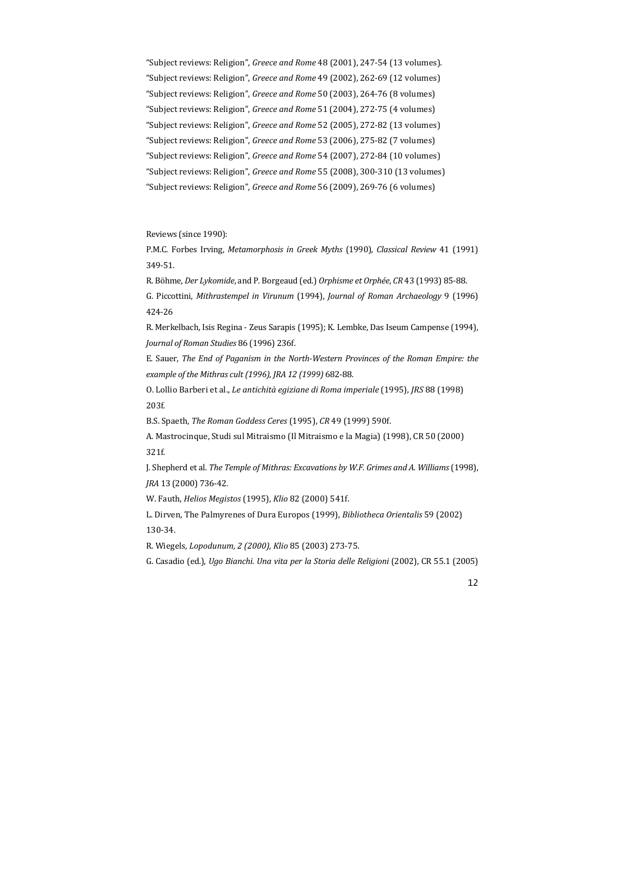"Subject reviews: Religion", *Greece and Rome* 48 (2001), 247-54 (13 volumes).

"Subject reviews: Religion", *Greece and Rome* 49 (2002), 262-69 (12 volumes)

"Subject reviews: Religion", *Greece and Rome* 50 (2003), 264-76 (8 volumes)

"Subject reviews: Religion", *Greece and Rome* 51 (2004), 272-75 (4 volumes)

"Subject reviews: Religion", *Greece and Rome* 52 (2005), 272-82 (13 volumes)

"Subject reviews: Religion", *Greece and Rome* 53 (2006), 275-82 (7 volumes)

"Subject reviews: Religion", *Greece and Rome* 54 (2007), 272-84 (10 volumes)

"Subject reviews: Religion", *Greece and Rome* 55 (2008), 300-310 (13 volumes)

"Subject reviews: Religion", *Greece and Rome* 56 (2009), 269-76 (6 volumes)

Reviews (since 1990):

P.M.C. Forbes Irving, *Metamorphosis in Greek Myths* (1990), *Classical Review* 41 (1991) 349-51.

R. Böhme, *Der Lykomide*, and P. Borgeaud (ed.) *Orphisme et Orphée*, *CR* 43 (1993) 85-88.

G. Piccottini, *Mithrastempel in Virunum* (1994), *Journal of Roman Archaeology* 9 (1996) 424-26

R. Merkelbach, Isis Regina - Zeus Sarapis (1995); K. Lembke, Das Iseum Campense (1994), *Journal of Roman Studies* 86 (1996) 236f.

E. Sauer, *The End of Paganism in the North-Western Provinces of the Roman Empire: the example of the Mithras cult (1996), JRA 12 (1999)* 682-88.

O. Lollio Barberi et al., *Le antichità egiziane di Roma imperiale* (1995), *JRS* 88 (1998) 203f.

B.S. Spaeth, *The Roman Goddess Ceres* (1995), *CR* 49 (1999) 590f.

A. Mastrocinque, Studi sul Mitraismo (Il Mitraismo e la Magia) (1998), CR 50 (2000) 321f.

J. Shepherd et al. *The Temple of Mithras: Excavations by W.F. Grimes and A. Williams* (1998), *JRA* 13 (2000) 736-42.

W. Fauth, *Helios Megistos* (1995), *Klio* 82 (2000) 541f.

L. Dirven, The Palmyrenes of Dura Europos (1999), *Bibliotheca Orientalis* 59 (2002) 130-34.

R. Wiegels*, Lopodunum, 2 (2000), Klio* 85 (2003) 273-75.

G. Casadio (ed.), *Ugo Bianchi. Una vita per la Storia delle Religioni* (2002), CR 55.1 (2005)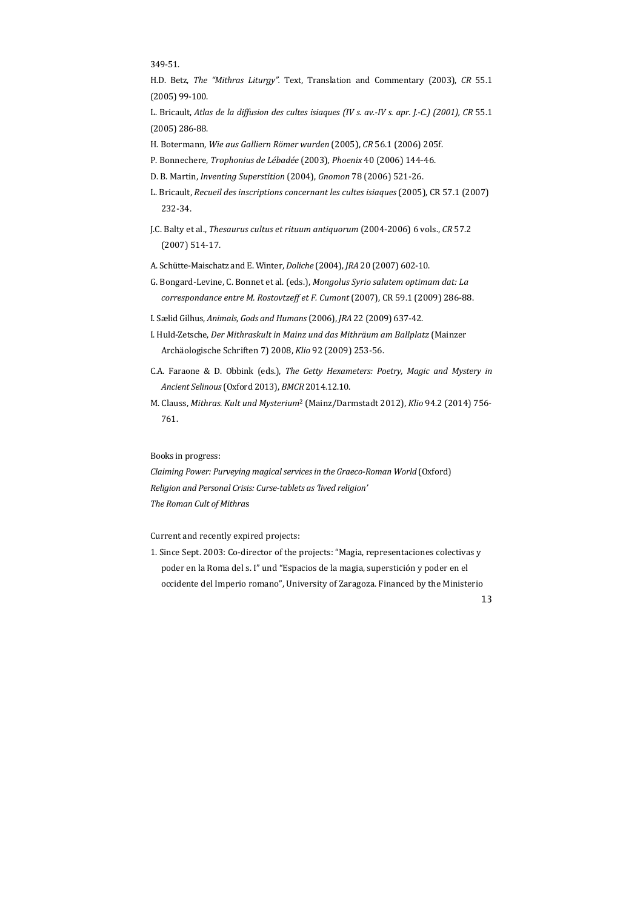349-51.

H.D. Betz, *The "Mithras Liturgy".* Text, Translation and Commentary (2003), *CR* 55.1 (2005) 99-100.

L. Bricault, *Atlas de la diffusion des cultes isiaques (IV s. av.-IV s. apr. J.-C.) (2001), CR* 55.1 (2005) 286-88.

H. Botermann, *Wie aus Galliern Römer wurden* (2005), *CR* 56.1 (2006) 205f.

P. Bonnechere, *Trophonius de Lébadée* (2003)*, Phoenix* 40 (2006) 144-46.

D. B. Martin, *Inventing Superstition* (2004), *Gnomon* 78 (2006) 521-26.

L. Bricault, *Recueil des inscriptions concernant les cultes isiaques* (2005), CR 57.1 (2007) 232-34.

J.C. Balty et al., *Thesaurus cultus et rituum antiquorum* (2004-2006) 6 vols., *CR* 57.2 (2007) 514-17.

A. Schütte-Maischatz and E. Winter, *Doliche* (2004), *JRA* 20 (2007) 602-10.

G. Bongard-Levine, C. Bonnet et al. (eds.), *Mongolus Syrio salutem optimam dat: La correspondance entre M. Rostovtzeff et F. Cumont* (2007), CR 59.1 (2009) 286-88.

I. Sælid Gilhus, *Animals, Gods and Humans* (2006), *JRA* 22 (2009) 637-42.

I. Huld-Zetsche, *Der Mithraskult in Mainz und das Mithräum am Ballplatz* (Mainzer Archäologische Schriften 7) 2008, *Klio* 92 (2009) 253-56.

C.A. Faraone & D. Obbink (eds.), *The Getty Hexameters: Poetry, Magic and Mystery in Ancient Selinous* (Oxford 2013), *BMCR* 2014.12.10.

M. Clauss, *Mithras. Kult und Mysterium*[2] (Mainz/Darmstadt 2012), *Klio* 94.2 (2014) 756-761.

Books in progress:

*Claiming Power: Purveying magical services in the Graeco-Roman World* (Oxford)

*Religion and Personal Crisis: Curse-tablets as 'lived religion'*

*The Roman Cult of Mithra*s

Current and recently expired projects:

1. Since Sept. 2003: Co-director of the projects: "Magia, representaciones colectivas y poder en la Roma del s. I" und "Espacios de la magia, superstición y poder en el occidente del Imperio romano", University of Zaragoza. Financed by the Ministerio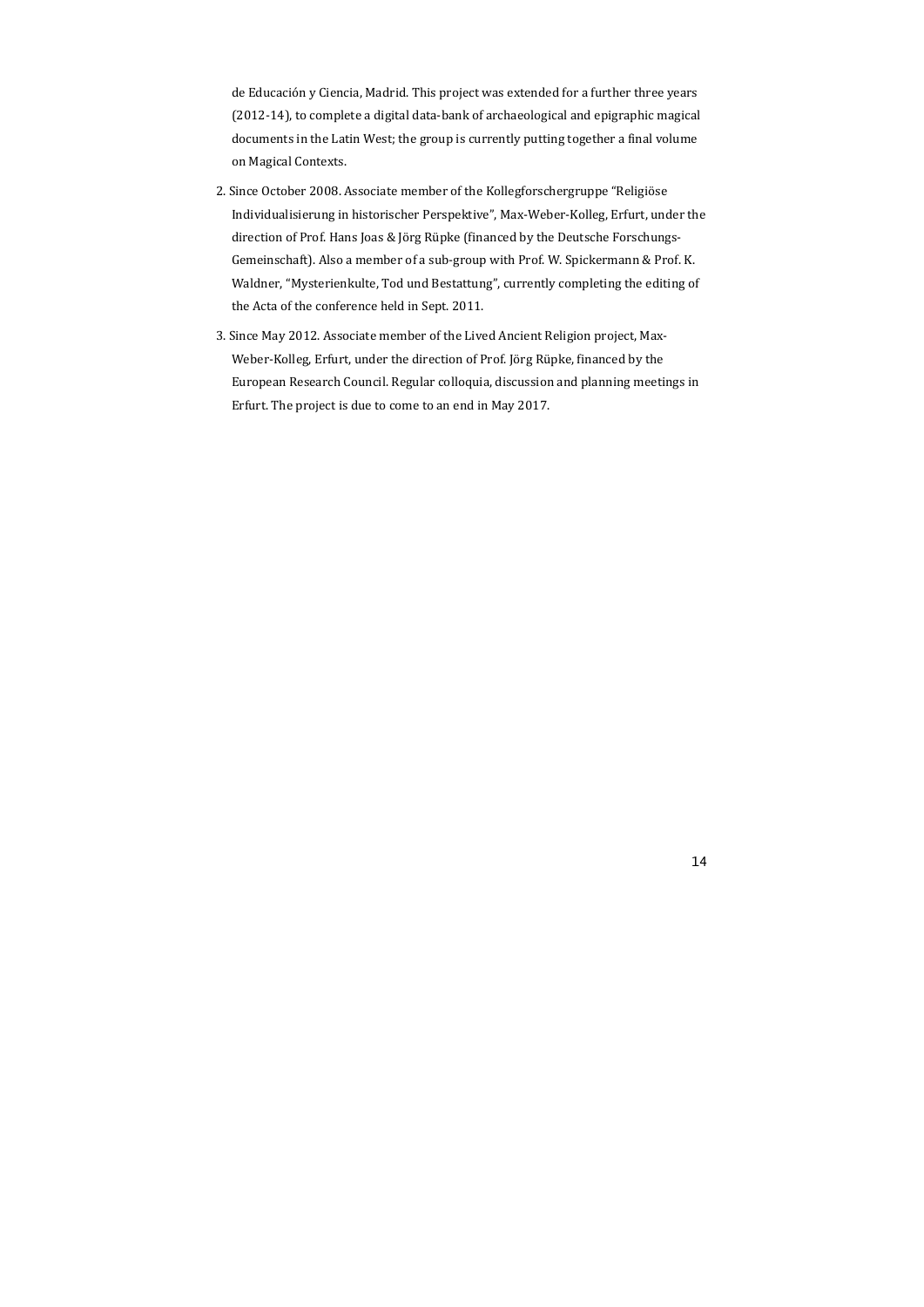de Educación y Ciencia, Madrid. This project was extended for a further three years (2012-14), to complete a digital data-bank of archaeological and epigraphic magical documents in the Latin West; the group is currently putting together a final volume on Magical Contexts.

2. Since October 2008. Associate member of the Kollegforschergruppe "Religiöse Individualisierung in historischer Perspektive", Max-Weber-Kolleg, Erfurt, under the direction of Prof. Hans Joas & Jörg Rüpke (financed by the Deutsche Forschungs-Gemeinschaft). Also a member of a sub-group with Prof. W. Spickermann & Prof. K. Waldner, "Mysterienkulte, Tod und Bestattung", currently completing the editing of the Acta of the conference held in Sept. 2011.

3. Since May 2012. Associate member of the Lived Ancient Religion project, Max-Weber-Kolleg, Erfurt, under the direction of Prof. Jörg Rüpke, financed by the European Research Council. Regular colloquia, discussion and planning meetings in Erfurt. The project is due to come to an end in May 2017.